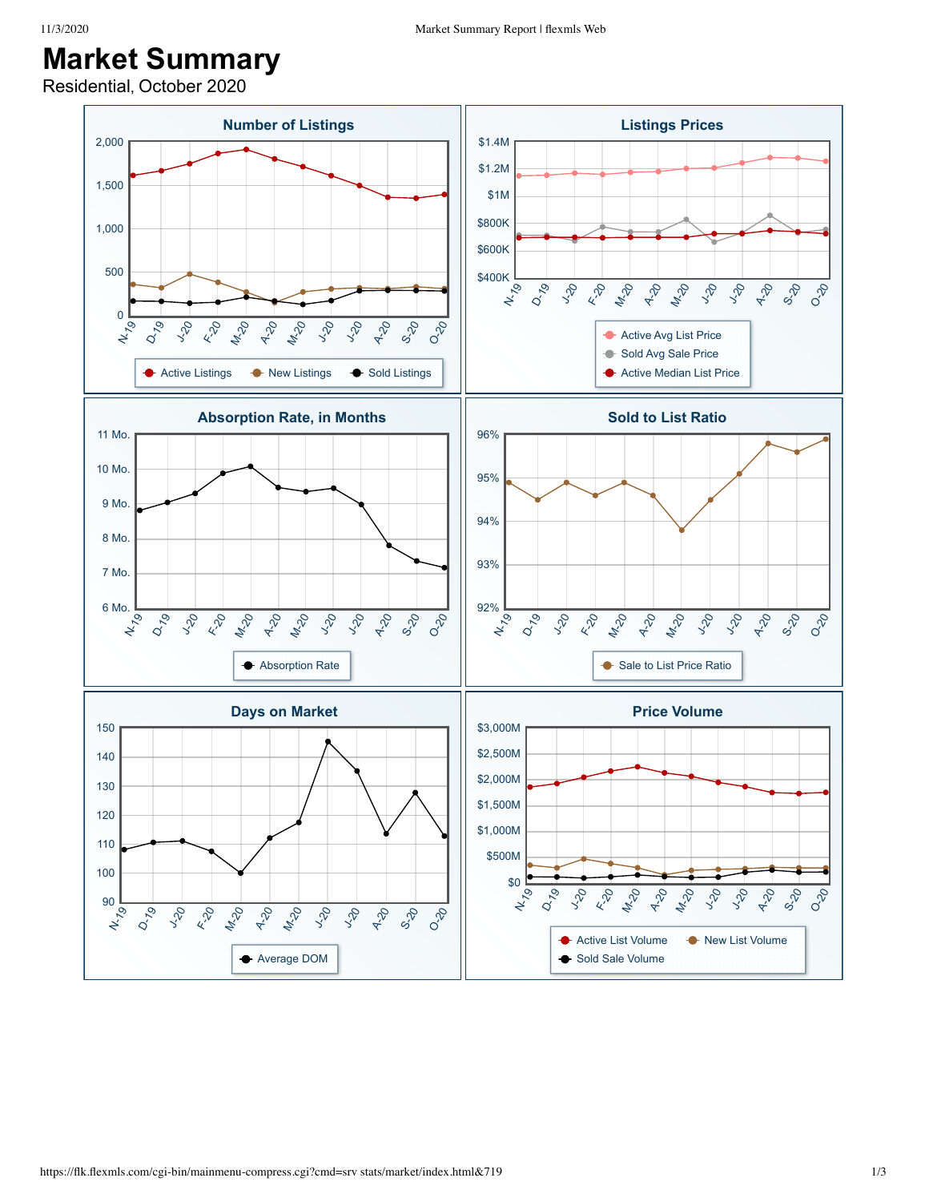# Market Summary

Residential, October 2020

## Number of Listings

2,000
1,500
1,000
500
0

N-19 D-19 J-20 F-20 M-20 A-20 M-20 J-20 J-20 A-20 S-20 O-20

Active Listings · New Listings · Sold Listings

## Listings Prices

$1.4M
$1.2M
$1M
$800K
$600K
$400K

N-19 D-19 J-20 F-20 M-20 A-20 M-20 J-20 J-20 A-20 S-20 O-20

Active Avg List Price · Sold Avg Sale Price · Active Median List Price

## Absorption Rate, in Months

11 Mo.
10 Mo.
9 Mo.
8 Mo.
7 Mo.
6 Mo.

N-19 D-19 J-20 F-20 M-20 A-20 M-20 J-20 J-20 A-20 S-20 O-20

Absorption Rate

## Sold to List Ratio

96%
95%
94%
93%
92%

N-19 D-19 J-20 F-20 M-20 A-20 M-20 J-20 J-20 A-20 S-20 O-20

Sale to List Price Ratio

## Days on Market

150
140
130
120
110
100
90

N-19 D-19 J-20 F-20 M-20 A-20 M-20 J-20 J-20 A-20 S-20 O-20

Average DOM

## Price Volume

$3,000M
$2,500M
$2,000M
$1,500M
$1,000M
$500M
$0

N-19 D-19 J-20 F-20 M-20 A-20 M-20 J-20 J-20 A-20 S-20 O-20

Active List Volume · New List Volume · Sold Sale Volume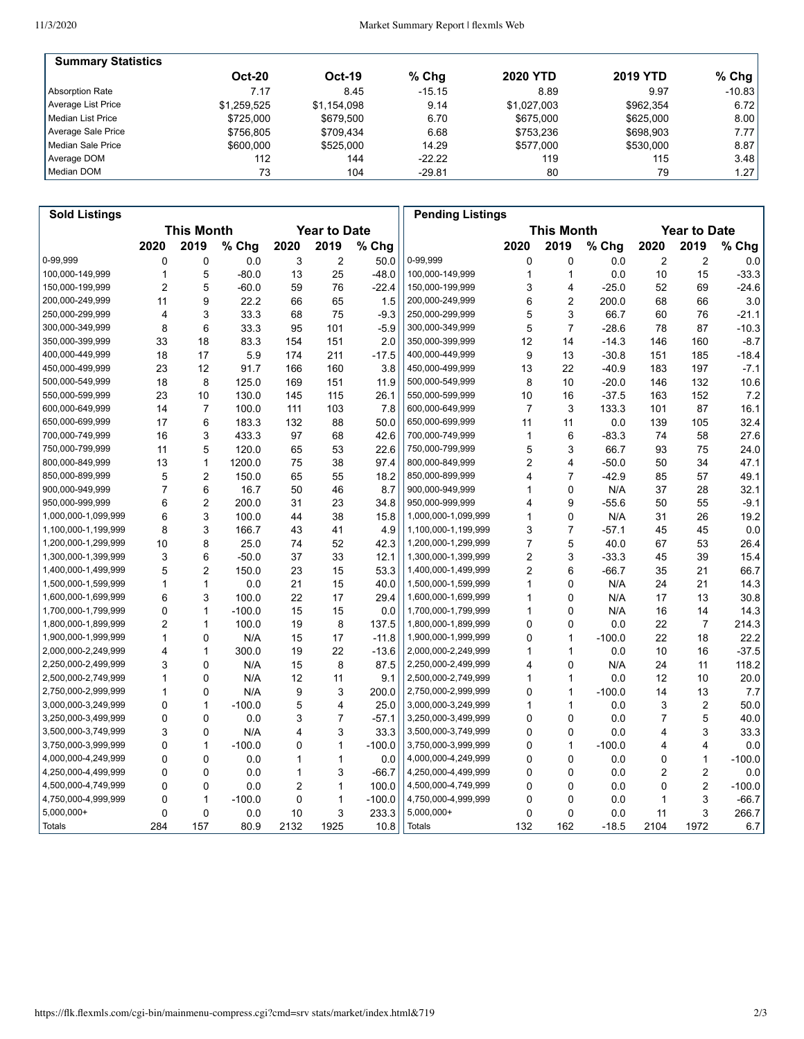| Summary Statistics | Oct-20 | Oct-19 | % Chg | 2020 YTD | 2019 YTD | % Chg |
|---|---|---|---|---|---|---|
| Absorption Rate | 7.17 | 8.45 | -15.15 | 8.89 | 9.97 | -10.83 |
| Average List Price | $1,259,525 | $1,154,098 | 9.14 | $1,027,003 | $962,354 | 6.72 |
| Median List Price | $725,000 | $679,500 | 6.70 | $675,000 | $625,000 | 8.00 |
| Average Sale Price | $756,805 | $709,434 | 6.68 | $753,236 | $698,903 | 7.77 |
| Median Sale Price | $600,000 | $525,000 | 14.29 | $577,000 | $530,000 | 8.87 |
| Average DOM | 112 | 144 | -22.22 | 119 | 115 | 3.48 |
| Median DOM | 73 | 104 | -29.81 | 80 | 79 | 1.27 |

| Sold Listings | This Month | | | Year to Date | | |
|---|---|---|---|---|---|---|
| | 2020 | 2019 | % Chg | 2020 | 2019 | % Chg |
| 0-99,999 | 0 | 0 | 0.0 | 3 | 2 | 50.0 |
| 100,000-149,999 | 1 | 5 | -80.0 | 13 | 25 | -48.0 |
| 150,000-199,999 | 2 | 5 | -60.0 | 59 | 76 | -22.4 |
| 200,000-249,999 | 11 | 9 | 22.2 | 66 | 65 | 1.5 |
| 250,000-299,999 | 4 | 3 | 33.3 | 68 | 75 | -9.3 |
| 300,000-349,999 | 8 | 6 | 33.3 | 95 | 101 | -5.9 |
| 350,000-399,999 | 33 | 18 | 83.3 | 154 | 151 | 2.0 |
| 400,000-449,999 | 18 | 17 | 5.9 | 174 | 211 | -17.5 |
| 450,000-499,999 | 23 | 12 | 91.7 | 166 | 160 | 3.8 |
| 500,000-549,999 | 18 | 8 | 125.0 | 169 | 151 | 11.9 |
| 550,000-599,999 | 23 | 10 | 130.0 | 145 | 115 | 26.1 |
| 600,000-649,999 | 14 | 7 | 100.0 | 111 | 103 | 7.8 |
| 650,000-699,999 | 17 | 6 | 183.3 | 132 | 88 | 50.0 |
| 700,000-749,999 | 16 | 3 | 433.3 | 97 | 68 | 42.6 |
| 750,000-799,999 | 11 | 5 | 120.0 | 65 | 53 | 22.6 |
| 800,000-849,999 | 13 | 1 | 1200.0 | 75 | 38 | 97.4 |
| 850,000-899,999 | 5 | 2 | 150.0 | 65 | 55 | 18.2 |
| 900,000-949,999 | 7 | 6 | 16.7 | 50 | 46 | 8.7 |
| 950,000-999,999 | 6 | 2 | 200.0 | 31 | 23 | 34.8 |
| 1,000,000-1,099,999 | 6 | 3 | 100.0 | 44 | 38 | 15.8 |
| 1,100,000-1,199,999 | 8 | 3 | 166.7 | 43 | 41 | 4.9 |
| 1,200,000-1,299,999 | 10 | 8 | 25.0 | 74 | 52 | 42.3 |
| 1,300,000-1,399,999 | 3 | 6 | -50.0 | 37 | 33 | 12.1 |
| 1,400,000-1,499,999 | 5 | 2 | 150.0 | 23 | 15 | 53.3 |
| 1,500,000-1,599,999 | 1 | 1 | 0.0 | 21 | 15 | 40.0 |
| 1,600,000-1,699,999 | 6 | 3 | 100.0 | 22 | 17 | 29.4 |
| 1,700,000-1,799,999 | 0 | 1 | -100.0 | 15 | 15 | 0.0 |
| 1,800,000-1,899,999 | 2 | 1 | 100.0 | 19 | 8 | 137.5 |
| 1,900,000-1,999,999 | 1 | 0 | N/A | 15 | 17 | -11.8 |
| 2,000,000-2,249,999 | 4 | 1 | 300.0 | 19 | 22 | -13.6 |
| 2,250,000-2,499,999 | 3 | 0 | N/A | 15 | 8 | 87.5 |
| 2,500,000-2,749,999 | 1 | 0 | N/A | 12 | 11 | 9.1 |
| 2,750,000-2,999,999 | 1 | 0 | N/A | 9 | 3 | 200.0 |
| 3,000,000-3,249,999 | 0 | 1 | -100.0 | 5 | 4 | 25.0 |
| 3,250,000-3,499,999 | 0 | 0 | 0.0 | 3 | 7 | -57.1 |
| 3,500,000-3,749,999 | 3 | 0 | N/A | 4 | 3 | 33.3 |
| 3,750,000-3,999,999 | 0 | 1 | -100.0 | 0 | 1 | -100.0 |
| 4,000,000-4,249,999 | 0 | 0 | 0.0 | 1 | 1 | 0.0 |
| 4,250,000-4,499,999 | 0 | 0 | 0.0 | 1 | 3 | -66.7 |
| 4,500,000-4,749,999 | 0 | 0 | 0.0 | 2 | 1 | 100.0 |
| 4,750,000-4,999,999 | 0 | 1 | -100.0 | 0 | 1 | -100.0 |
| 5,000,000+ | 0 | 0 | 0.0 | 10 | 3 | 233.3 |
| Totals | 284 | 157 | 80.9 | 2132 | 1925 | 10.8 |

| Pending Listings | This Month | | | Year to Date | | |
|---|---|---|---|---|---|---|
| | 2020 | 2019 | % Chg | 2020 | 2019 | % Chg |
| 0-99,999 | 0 | 0 | 0.0 | 2 | 2 | 0.0 |
| 100,000-149,999 | 1 | 1 | 0.0 | 10 | 15 | -33.3 |
| 150,000-199,999 | 3 | 4 | -25.0 | 52 | 69 | -24.6 |
| 200,000-249,999 | 6 | 2 | 200.0 | 68 | 66 | 3.0 |
| 250,000-299,999 | 5 | 3 | 66.7 | 60 | 76 | -21.1 |
| 300,000-349,999 | 5 | 7 | -28.6 | 78 | 87 | -10.3 |
| 350,000-399,999 | 12 | 14 | -14.3 | 146 | 160 | -8.7 |
| 400,000-449,999 | 9 | 13 | -30.8 | 151 | 185 | -18.4 |
| 450,000-499,999 | 13 | 22 | -40.9 | 183 | 197 | -7.1 |
| 500,000-549,999 | 8 | 10 | -20.0 | 146 | 132 | 10.6 |
| 550,000-599,999 | 10 | 16 | -37.5 | 163 | 152 | 7.2 |
| 600,000-649,999 | 7 | 3 | 133.3 | 101 | 87 | 16.1 |
| 650,000-699,999 | 11 | 11 | 0.0 | 139 | 105 | 32.4 |
| 700,000-749,999 | 1 | 6 | -83.3 | 74 | 58 | 27.6 |
| 750,000-799,999 | 5 | 3 | 66.7 | 93 | 75 | 24.0 |
| 800,000-849,999 | 2 | 4 | -50.0 | 50 | 34 | 47.1 |
| 850,000-899,999 | 4 | 7 | -42.9 | 85 | 57 | 49.1 |
| 900,000-949,999 | 1 | 0 | N/A | 37 | 28 | 32.1 |
| 950,000-999,999 | 4 | 9 | -55.6 | 50 | 55 | -9.1 |
| 1,000,000-1,099,999 | 1 | 0 | N/A | 31 | 26 | 19.2 |
| 1,100,000-1,199,999 | 3 | 7 | -57.1 | 45 | 45 | 0.0 |
| 1,200,000-1,299,999 | 7 | 5 | 40.0 | 67 | 53 | 26.4 |
| 1,300,000-1,399,999 | 2 | 3 | -33.3 | 45 | 39 | 15.4 |
| 1,400,000-1,499,999 | 2 | 6 | -66.7 | 35 | 21 | 66.7 |
| 1,500,000-1,599,999 | 1 | 0 | N/A | 24 | 21 | 14.3 |
| 1,600,000-1,699,999 | 1 | 0 | N/A | 17 | 13 | 30.8 |
| 1,700,000-1,799,999 | 1 | 0 | N/A | 16 | 14 | 14.3 |
| 1,800,000-1,899,999 | 0 | 0 | 0.0 | 22 | 7 | 214.3 |
| 1,900,000-1,999,999 | 0 | 1 | -100.0 | 22 | 18 | 22.2 |
| 2,000,000-2,249,999 | 1 | 1 | 0.0 | 10 | 16 | -37.5 |
| 2,250,000-2,499,999 | 4 | 0 | N/A | 24 | 11 | 118.2 |
| 2,500,000-2,749,999 | 1 | 1 | 0.0 | 12 | 10 | 20.0 |
| 2,750,000-2,999,999 | 0 | 1 | -100.0 | 14 | 13 | 7.7 |
| 3,000,000-3,249,999 | 1 | 1 | 0.0 | 3 | 2 | 50.0 |
| 3,250,000-3,499,999 | 0 | 0 | 0.0 | 7 | 5 | 40.0 |
| 3,500,000-3,749,999 | 0 | 0 | 0.0 | 4 | 3 | 33.3 |
| 3,750,000-3,999,999 | 0 | 1 | -100.0 | 4 | 4 | 0.0 |
| 4,000,000-4,249,999 | 0 | 0 | 0.0 | 0 | 1 | -100.0 |
| 4,250,000-4,499,999 | 0 | 0 | 0.0 | 2 | 2 | 0.0 |
| 4,500,000-4,749,999 | 0 | 0 | 0.0 | 0 | 2 | -100.0 |
| 4,750,000-4,999,999 | 0 | 0 | 0.0 | 1 | 3 | -66.7 |
| 5,000,000+ | 0 | 0 | 0.0 | 11 | 3 | 266.7 |
| Totals | 132 | 162 | -18.5 | 2104 | 1972 | 6.7 |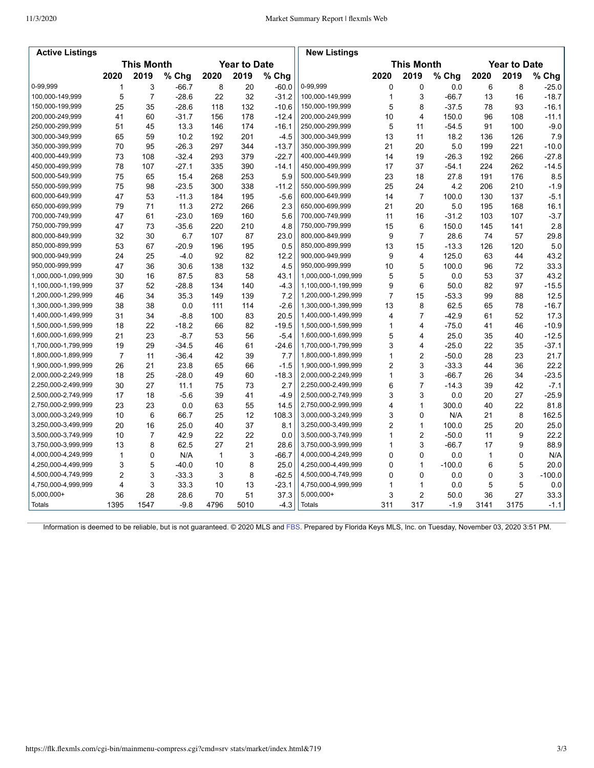| Active Listings | | | | | | |
|---|---|---|---|---|---|---|
| | This Month | | | Year to Date | | |
| | 2020 | 2019 | % Chg | 2020 | 2019 | % Chg |
| 0-99,999 | 1 | 3 | -66.7 | 8 | 20 | -60.0 |
| 100,000-149,999 | 5 | 7 | -28.6 | 22 | 32 | -31.2 |
| 150,000-199,999 | 25 | 35 | -28.6 | 118 | 132 | -10.6 |
| 200,000-249,999 | 41 | 60 | -31.7 | 156 | 178 | -12.4 |
| 250,000-299,999 | 51 | 45 | 13.3 | 146 | 174 | -16.1 |
| 300,000-349,999 | 65 | 59 | 10.2 | 192 | 201 | -4.5 |
| 350,000-399,999 | 70 | 95 | -26.3 | 297 | 344 | -13.7 |
| 400,000-449,999 | 73 | 108 | -32.4 | 293 | 379 | -22.7 |
| 450,000-499,999 | 78 | 107 | -27.1 | 335 | 390 | -14.1 |
| 500,000-549,999 | 75 | 65 | 15.4 | 268 | 253 | 5.9 |
| 550,000-599,999 | 75 | 98 | -23.5 | 300 | 338 | -11.2 |
| 600,000-649,999 | 47 | 53 | -11.3 | 184 | 195 | -5.6 |
| 650,000-699,999 | 79 | 71 | 11.3 | 272 | 266 | 2.3 |
| 700,000-749,999 | 47 | 61 | -23.0 | 169 | 160 | 5.6 |
| 750,000-799,999 | 47 | 73 | -35.6 | 220 | 210 | 4.8 |
| 800,000-849,999 | 32 | 30 | 6.7 | 107 | 87 | 23.0 |
| 850,000-899,999 | 53 | 67 | -20.9 | 196 | 195 | 0.5 |
| 900,000-949,999 | 24 | 25 | -4.0 | 92 | 82 | 12.2 |
| 950,000-999,999 | 47 | 36 | 30.6 | 138 | 132 | 4.5 |
| 1,000,000-1,099,999 | 30 | 16 | 87.5 | 83 | 58 | 43.1 |
| 1,100,000-1,199,999 | 37 | 52 | -28.8 | 134 | 140 | -4.3 |
| 1,200,000-1,299,999 | 46 | 34 | 35.3 | 149 | 139 | 7.2 |
| 1,300,000-1,399,999 | 38 | 38 | 0.0 | 111 | 114 | -2.6 |
| 1,400,000-1,499,999 | 31 | 34 | -8.8 | 100 | 83 | 20.5 |
| 1,500,000-1,599,999 | 18 | 22 | -18.2 | 66 | 82 | -19.5 |
| 1,600,000-1,699,999 | 21 | 23 | -8.7 | 53 | 56 | -5.4 |
| 1,700,000-1,799,999 | 19 | 29 | -34.5 | 46 | 61 | -24.6 |
| 1,800,000-1,899,999 | 7 | 11 | -36.4 | 42 | 39 | 7.7 |
| 1,900,000-1,999,999 | 26 | 21 | 23.8 | 65 | 66 | -1.5 |
| 2,000,000-2,249,999 | 18 | 25 | -28.0 | 49 | 60 | -18.3 |
| 2,250,000-2,499,999 | 30 | 27 | 11.1 | 75 | 73 | 2.7 |
| 2,500,000-2,749,999 | 17 | 18 | -5.6 | 39 | 41 | -4.9 |
| 2,750,000-2,999,999 | 23 | 23 | 0.0 | 63 | 55 | 14.5 |
| 3,000,000-3,249,999 | 10 | 6 | 66.7 | 25 | 12 | 108.3 |
| 3,250,000-3,499,999 | 20 | 16 | 25.0 | 40 | 37 | 8.1 |
| 3,500,000-3,749,999 | 10 | 7 | 42.9 | 22 | 22 | 0.0 |
| 3,750,000-3,999,999 | 13 | 8 | 62.5 | 27 | 21 | 28.6 |
| 4,000,000-4,249,999 | 1 | 0 | N/A | 1 | 3 | -66.7 |
| 4,250,000-4,499,999 | 3 | 5 | -40.0 | 10 | 8 | 25.0 |
| 4,500,000-4,749,999 | 2 | 3 | -33.3 | 3 | 8 | -62.5 |
| 4,750,000-4,999,999 | 4 | 3 | 33.3 | 10 | 13 | -23.1 |
| 5,000,000+ | 36 | 28 | 28.6 | 70 | 51 | 37.3 |
| Totals | 1395 | 1547 | -9.8 | 4796 | 5010 | -4.3 |

| New Listings | | | | | | |
|---|---|---|---|---|---|---|
| | This Month | | | Year to Date | | |
| | 2020 | 2019 | % Chg | 2020 | 2019 | % Chg |
| 0-99,999 | 0 | 0 | 0.0 | 6 | 8 | -25.0 |
| 100,000-149,999 | 1 | 3 | -66.7 | 13 | 16 | -18.7 |
| 150,000-199,999 | 5 | 8 | -37.5 | 78 | 93 | -16.1 |
| 200,000-249,999 | 10 | 4 | 150.0 | 96 | 108 | -11.1 |
| 250,000-299,999 | 5 | 11 | -54.5 | 91 | 100 | -9.0 |
| 300,000-349,999 | 13 | 11 | 18.2 | 136 | 126 | 7.9 |
| 350,000-399,999 | 21 | 20 | 5.0 | 199 | 221 | -10.0 |
| 400,000-449,999 | 14 | 19 | -26.3 | 192 | 266 | -27.8 |
| 450,000-499,999 | 17 | 37 | -54.1 | 224 | 262 | -14.5 |
| 500,000-549,999 | 23 | 18 | 27.8 | 191 | 176 | 8.5 |
| 550,000-599,999 | 25 | 24 | 4.2 | 206 | 210 | -1.9 |
| 600,000-649,999 | 14 | 7 | 100.0 | 130 | 137 | -5.1 |
| 650,000-699,999 | 21 | 20 | 5.0 | 195 | 168 | 16.1 |
| 700,000-749,999 | 11 | 16 | -31.2 | 103 | 107 | -3.7 |
| 750,000-799,999 | 15 | 6 | 150.0 | 145 | 141 | 2.8 |
| 800,000-849,999 | 9 | 7 | 28.6 | 74 | 57 | 29.8 |
| 850,000-899,999 | 13 | 15 | -13.3 | 126 | 120 | 5.0 |
| 900,000-949,999 | 9 | 4 | 125.0 | 63 | 44 | 43.2 |
| 950,000-999,999 | 10 | 5 | 100.0 | 96 | 72 | 33.3 |
| 1,000,000-1,099,999 | 5 | 5 | 0.0 | 53 | 37 | 43.2 |
| 1,100,000-1,199,999 | 9 | 6 | 50.0 | 82 | 97 | -15.5 |
| 1,200,000-1,299,999 | 7 | 15 | -53.3 | 99 | 88 | 12.5 |
| 1,300,000-1,399,999 | 13 | 8 | 62.5 | 65 | 78 | -16.7 |
| 1,400,000-1,499,999 | 4 | 7 | -42.9 | 61 | 52 | 17.3 |
| 1,500,000-1,599,999 | 1 | 4 | -75.0 | 41 | 46 | -10.9 |
| 1,600,000-1,699,999 | 5 | 4 | 25.0 | 35 | 40 | -12.5 |
| 1,700,000-1,799,999 | 3 | 4 | -25.0 | 22 | 35 | -37.1 |
| 1,800,000-1,899,999 | 1 | 2 | -50.0 | 28 | 23 | 21.7 |
| 1,900,000-1,999,999 | 2 | 3 | -33.3 | 44 | 36 | 22.2 |
| 2,000,000-2,249,999 | 1 | 3 | -66.7 | 26 | 34 | -23.5 |
| 2,250,000-2,499,999 | 6 | 7 | -14.3 | 39 | 42 | -7.1 |
| 2,500,000-2,749,999 | 3 | 3 | 0.0 | 20 | 27 | -25.9 |
| 2,750,000-2,999,999 | 4 | 1 | 300.0 | 40 | 22 | 81.8 |
| 3,000,000-3,249,999 | 3 | 0 | N/A | 21 | 8 | 162.5 |
| 3,250,000-3,499,999 | 2 | 1 | 100.0 | 25 | 20 | 25.0 |
| 3,500,000-3,749,999 | 1 | 2 | -50.0 | 11 | 9 | 22.2 |
| 3,750,000-3,999,999 | 1 | 3 | -66.7 | 17 | 9 | 88.9 |
| 4,000,000-4,249,999 | 0 | 0 | 0.0 | 1 | 0 | N/A |
| 4,250,000-4,499,999 | 0 | 1 | -100.0 | 6 | 5 | 20.0 |
| 4,500,000-4,749,999 | 0 | 0 | 0.0 | 0 | 3 | -100.0 |
| 4,750,000-4,999,999 | 1 | 1 | 0.0 | 5 | 5 | 0.0 |
| 5,000,000+ | 3 | 2 | 50.0 | 36 | 27 | 33.3 |
| Totals | 311 | 317 | -1.9 | 3141 | 3175 | -1.1 |

Information is deemed to be reliable, but is not guaranteed. © 2020 MLS and FBS. Prepared by Florida Keys MLS, Inc. on Tuesday, November 03, 2020 3:51 PM.